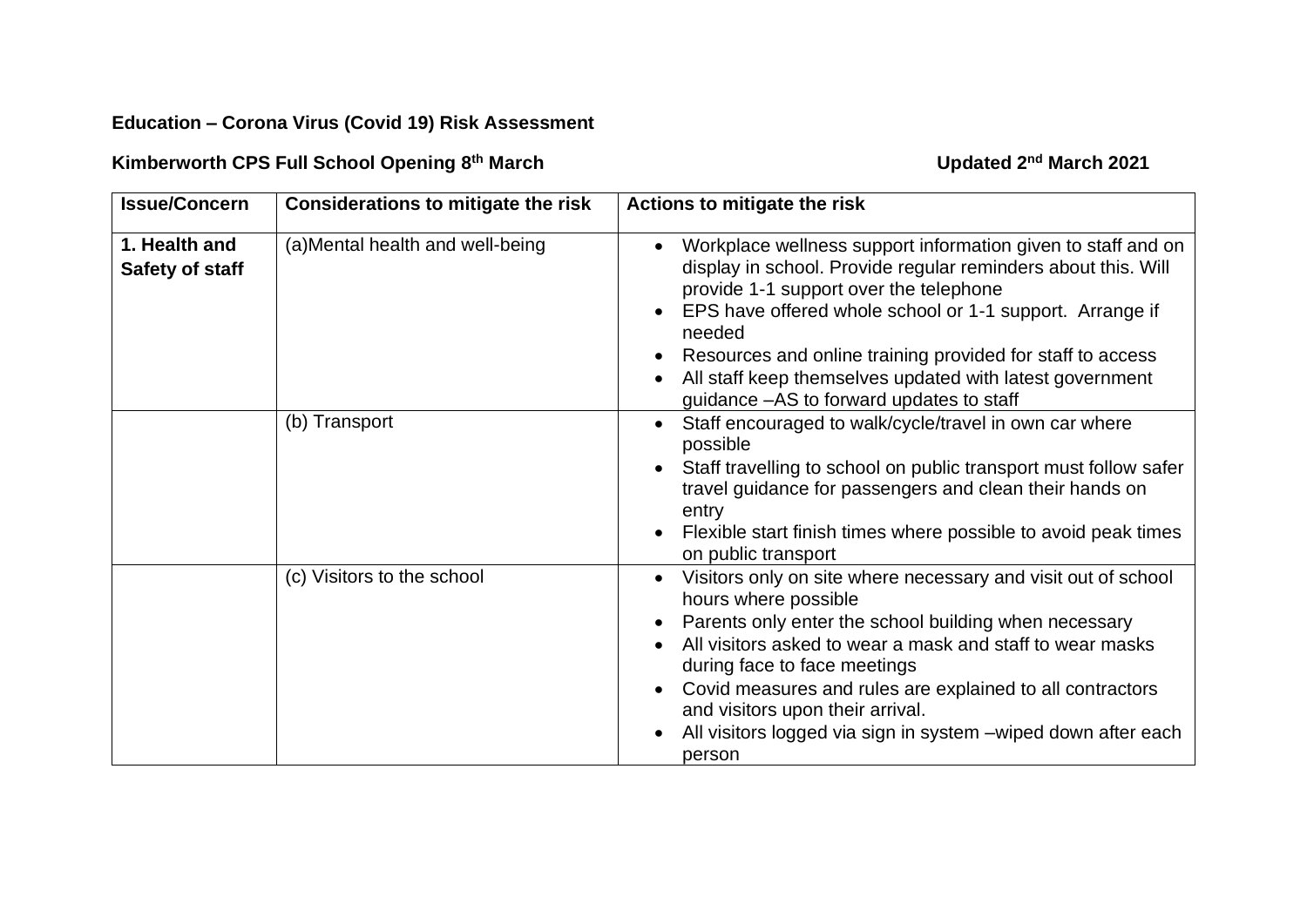**Education – Corona Virus (Covid 19) Risk Assessment**

**Kimberworth CPS Full School Opening 8th March** **Updated 2nd March 2021**

| Issue/Concern | Considerations to mitigate the risk | Actions to mitigate the risk |
|---|---|---|
| **1. Health and Safety of staff** | (a)Mental health and well-being | • Workplace wellness support information given to staff and on display in school. Provide regular reminders about this. Will provide 1-1 support over the telephone<br>• EPS have offered whole school or 1-1 support. Arrange if needed<br>• Resources and online training provided for staff to access<br>• All staff keep themselves updated with latest government guidance –AS to forward updates to staff |
| | (b) Transport | • Staff encouraged to walk/cycle/travel in own car where possible<br>• Staff travelling to school on public transport must follow safer travel guidance for passengers and clean their hands on entry<br>• Flexible start finish times where possible to avoid peak times on public transport |
| | (c) Visitors to the school | • Visitors only on site where necessary and visit out of school hours where possible<br>• Parents only enter the school building when necessary<br>• All visitors asked to wear a mask and staff to wear masks during face to face meetings<br>• Covid measures and rules are explained to all contractors and visitors upon their arrival.<br>• All visitors logged via sign in system –wiped down after each person |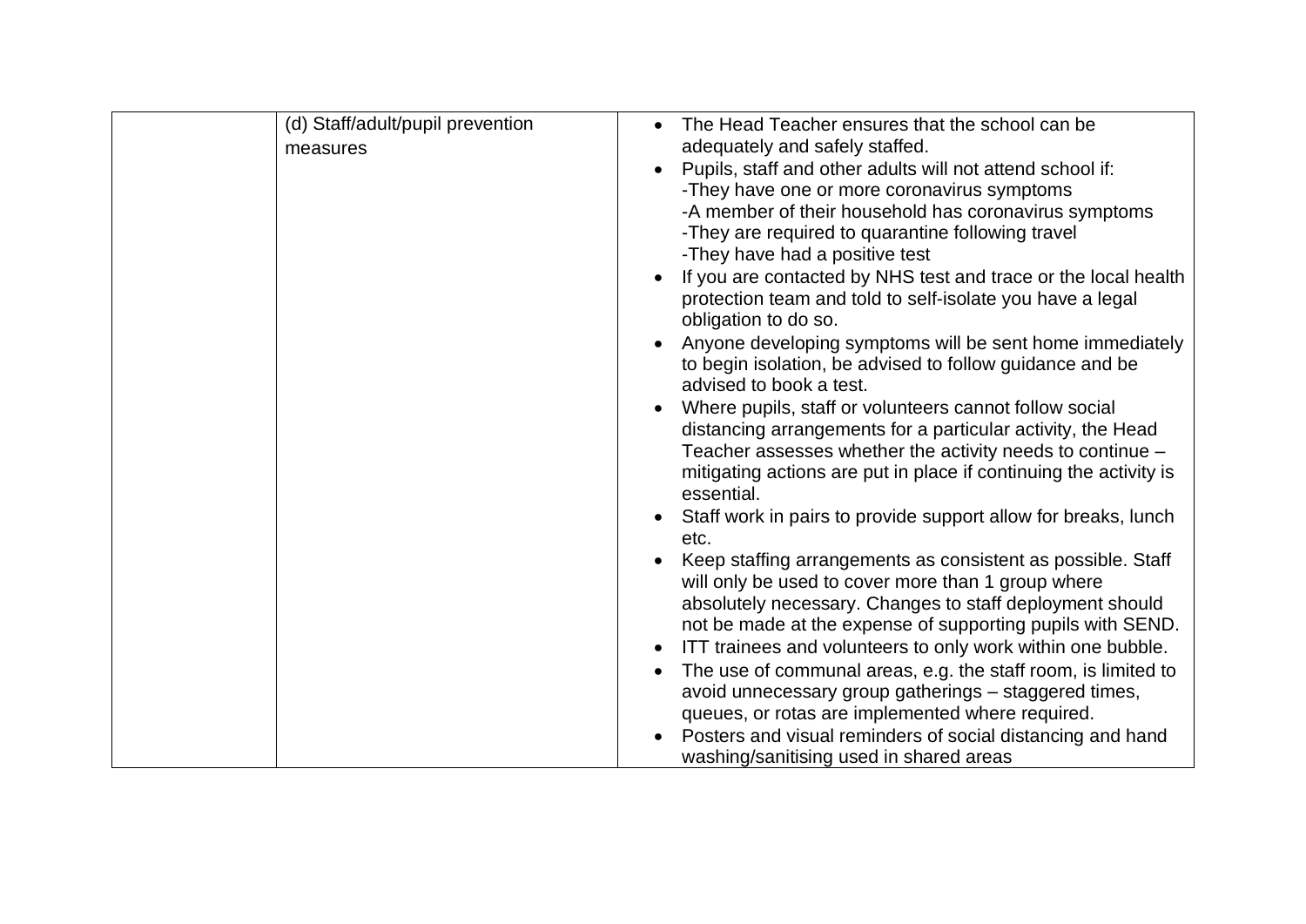| | | |
|---|---|---|
| | (d) Staff/adult/pupil prevention measures | • The Head Teacher ensures that the school can be adequately and safely staffed.<br>• Pupils, staff and other adults will not attend school if:<br>-They have one or more coronavirus symptoms<br>-A member of their household has coronavirus symptoms<br>-They are required to quarantine following travel<br>-They have had a positive test<br>• If you are contacted by NHS test and trace or the local health protection team and told to self-isolate you have a legal obligation to do so.<br>• Anyone developing symptoms will be sent home immediately to begin isolation, be advised to follow guidance and be advised to book a test.<br>• Where pupils, staff or volunteers cannot follow social distancing arrangements for a particular activity, the Head Teacher assesses whether the activity needs to continue – mitigating actions are put in place if continuing the activity is essential.<br>• Staff work in pairs to provide support allow for breaks, lunch etc.<br>• Keep staffing arrangements as consistent as possible. Staff will only be used to cover more than 1 group where absolutely necessary. Changes to staff deployment should not be made at the expense of supporting pupils with SEND.<br>• ITT trainees and volunteers to only work within one bubble.<br>• The use of communal areas, e.g. the staff room, is limited to avoid unnecessary group gatherings – staggered times, queues, or rotas are implemented where required.<br>• Posters and visual reminders of social distancing and hand washing/sanitising used in shared areas |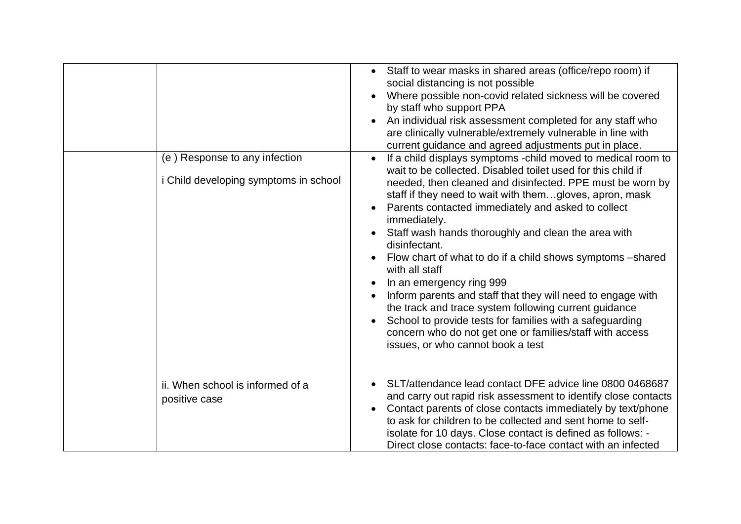| | | |
|---|---|---|
| | | <ul><li>Staff to wear masks in shared areas (office/repo room) if social distancing is not possible</li><li>Where possible non-covid related sickness will be covered by staff who support PPA</li><li>An individual risk assessment completed for any staff who are clinically vulnerable/extremely vulnerable in line with current guidance and agreed adjustments put in place.</li></ul> |
| | (e ) Response to any infection<br><br>i Child developing symptoms in school<br><br><br><br><br><br><br><br><br><br><br><br><br><br>ii. When school is informed of a positive case | <ul><li>If a child displays symptoms -child moved to medical room to wait to be collected. Disabled toilet used for this child if needed, then cleaned and disinfected. PPE must be worn by staff if they need to wait with them…gloves, apron, mask</li><li>Parents contacted immediately and asked to collect immediately.</li><li>Staff wash hands thoroughly and clean the area with disinfectant.</li><li>Flow chart of what to do if a child shows symptoms –shared with all staff</li><li>In an emergency ring 999</li><li>Inform parents and staff that they will need to engage with the track and trace system following current guidance</li><li>School to provide tests for families with a safeguarding concern who do not get one or families/staff with access issues, or who cannot book a test</li></ul><br><ul><li>SLT/attendance lead contact DFE advice line 0800 0468687 and carry out rapid risk assessment to identify close contacts</li><li>Contact parents of close contacts immediately by text/phone to ask for children to be collected and sent home to self-isolate for 10 days. Close contact is defined as follows: - Direct close contacts: face-to-face contact with an infected</li></ul> |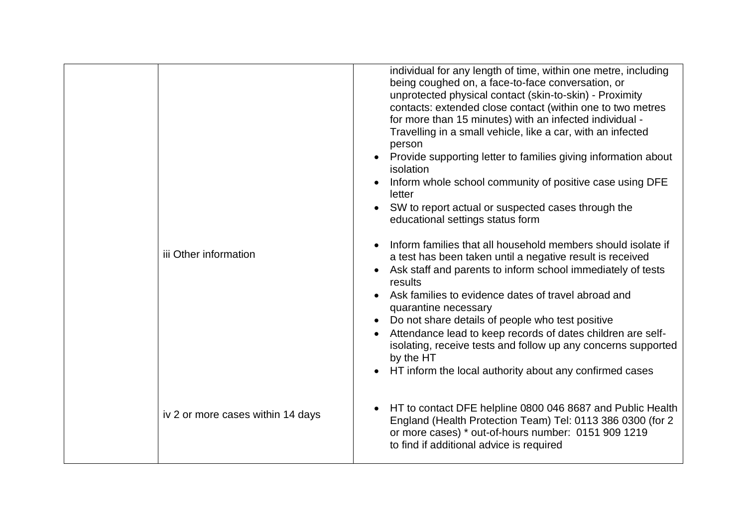| | | |
|---|---|---|
| | | individual for any length of time, within one metre, including being coughed on, a face-to-face conversation, or unprotected physical contact (skin-to-skin) - Proximity contacts: extended close contact (within one to two metres for more than 15 minutes) with an infected individual - Travelling in a small vehicle, like a car, with an infected person<br>• Provide supporting letter to families giving information about isolation<br>• Inform whole school community of positive case using DFE letter<br>• SW to report actual or suspected cases through the educational settings status form |
| | iii Other information | • Inform families that all household members should isolate if a test has been taken until a negative result is received<br>• Ask staff and parents to inform school immediately of tests results<br>• Ask families to evidence dates of travel abroad and quarantine necessary<br>• Do not share details of people who test positive<br>• Attendance lead to keep records of dates children are self-isolating, receive tests and follow up any concerns supported by the HT<br>• HT inform the local authority about any confirmed cases |
| | iv 2 or more cases within 14 days | • HT to contact DFE helpline 0800 046 8687 and Public Health England (Health Protection Team) Tel: 0113 386 0300 (for 2 or more cases) * out-of-hours number: 0151 909 1219 to find if additional advice is required |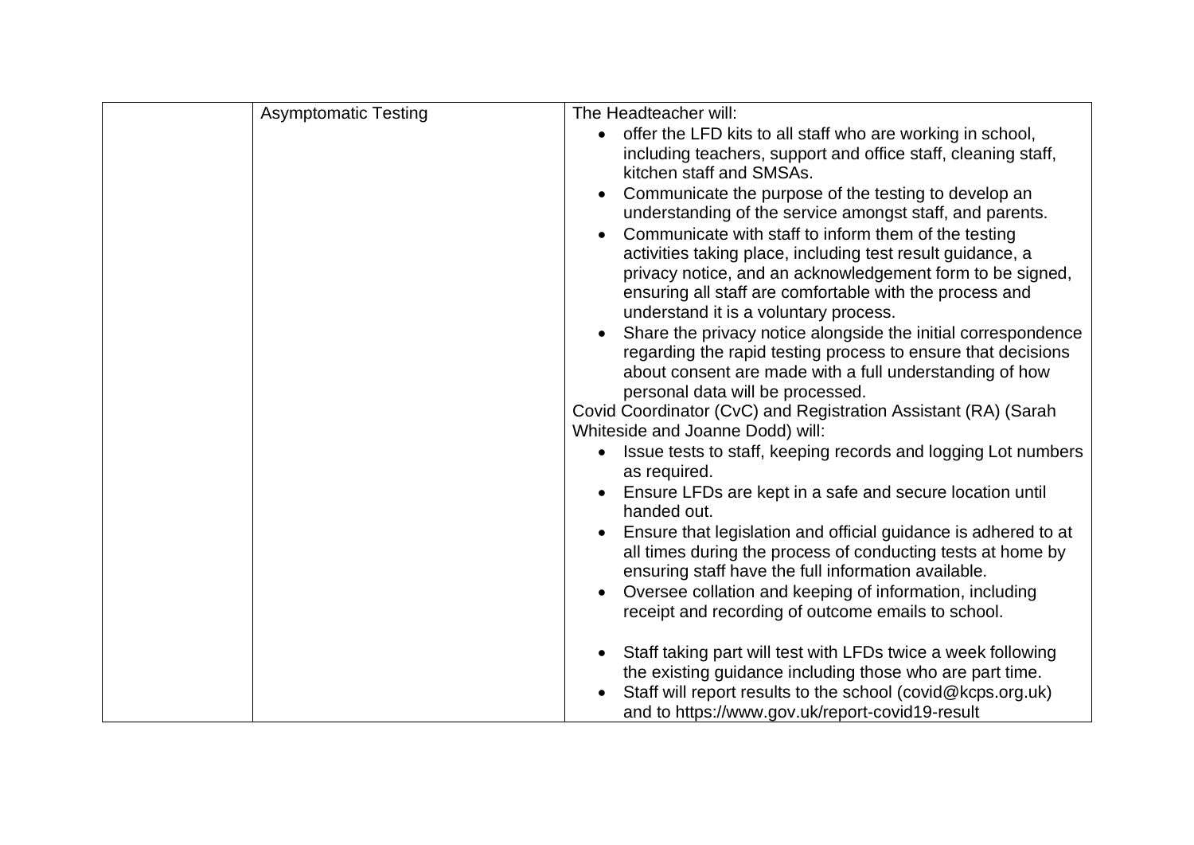| | | |
|---|---|---|
| | Asymptomatic Testing | The Headteacher will:<br>• offer the LFD kits to all staff who are working in school, including teachers, support and office staff, cleaning staff, kitchen staff and SMSAs.<br>• Communicate the purpose of the testing to develop an understanding of the service amongst staff, and parents.<br>• Communicate with staff to inform them of the testing activities taking place, including test result guidance, a privacy notice, and an acknowledgement form to be signed, ensuring all staff are comfortable with the process and understand it is a voluntary process.<br>• Share the privacy notice alongside the initial correspondence regarding the rapid testing process to ensure that decisions about consent are made with a full understanding of how personal data will be processed.<br>Covid Coordinator (CvC) and Registration Assistant (RA) (Sarah Whiteside and Joanne Dodd) will:<br>• Issue tests to staff, keeping records and logging Lot numbers as required.<br>• Ensure LFDs are kept in a safe and secure location until handed out.<br>• Ensure that legislation and official guidance is adhered to at all times during the process of conducting tests at home by ensuring staff have the full information available.<br>• Oversee collation and keeping of information, including receipt and recording of outcome emails to school.<br><br>• Staff taking part will test with LFDs twice a week following the existing guidance including those who are part time.<br>• Staff will report results to the school (covid@kcps.org.uk) and to https://www.gov.uk/report-covid19-result |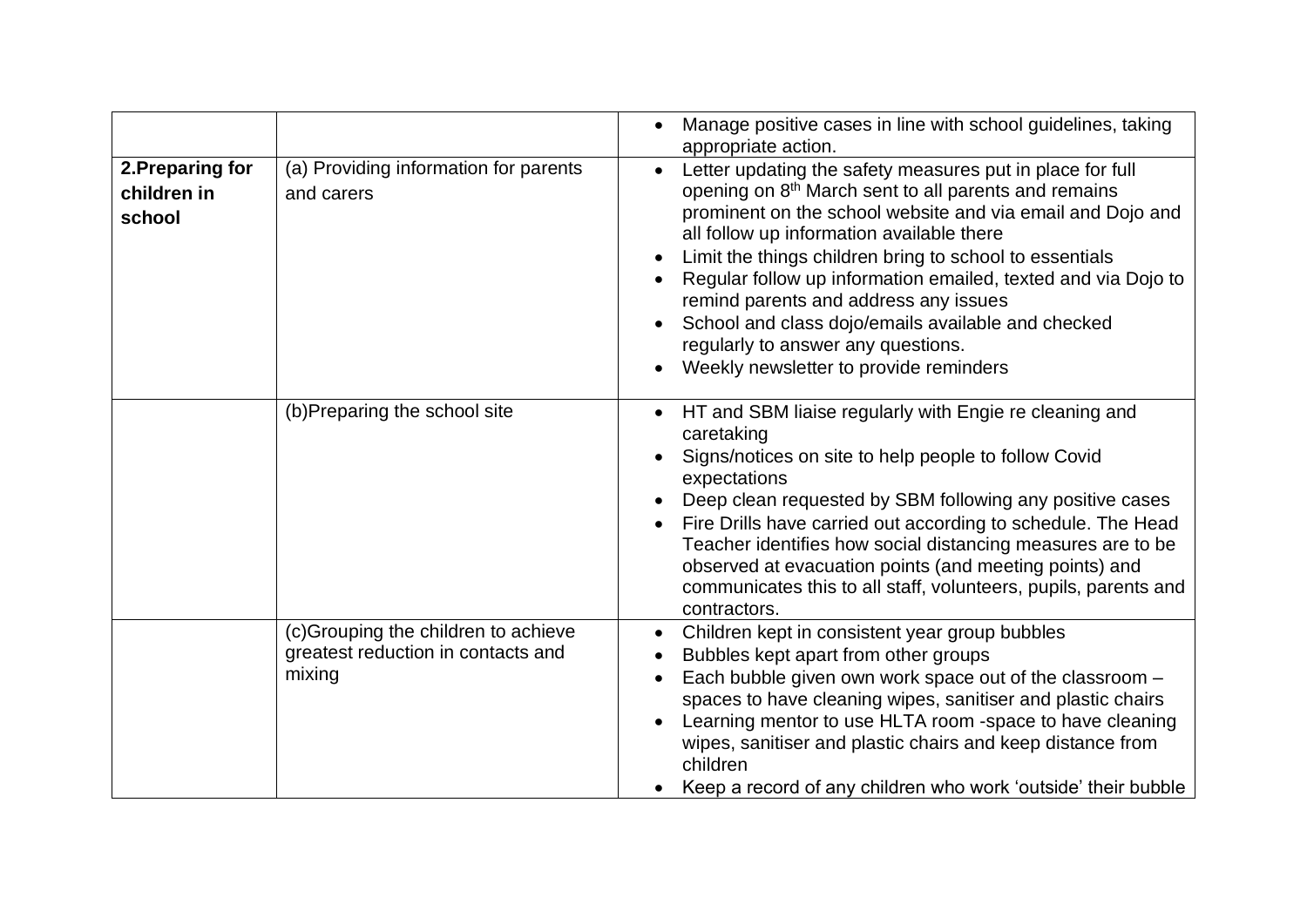|  |  |  |
| --- | --- | --- |
|  |  | • Manage positive cases in line with school guidelines, taking appropriate action. |
| **2.Preparing for children in school** | (a) Providing information for parents and carers | • Letter updating the safety measures put in place for full opening on 8th March sent to all parents and remains prominent on the school website and via email and Dojo and all follow up information available there<br>• Limit the things children bring to school to essentials<br>• Regular follow up information emailed, texted and via Dojo to remind parents and address any issues<br>• School and class dojo/emails available and checked regularly to answer any questions.<br>• Weekly newsletter to provide reminders |
|  | (b)Preparing the school site | • HT and SBM liaise regularly with Engie re cleaning and caretaking<br>• Signs/notices on site to help people to follow Covid expectations<br>• Deep clean requested by SBM following any positive cases<br>• Fire Drills have carried out according to schedule. The Head Teacher identifies how social distancing measures are to be observed at evacuation points (and meeting points) and communicates this to all staff, volunteers, pupils, parents and contractors. |
|  | (c)Grouping the children to achieve greatest reduction in contacts and mixing | • Children kept in consistent year group bubbles<br>• Bubbles kept apart from other groups<br>• Each bubble given own work space out of the classroom – spaces to have cleaning wipes, sanitiser and plastic chairs<br>• Learning mentor to use HLTA room -space to have cleaning wipes, sanitiser and plastic chairs and keep distance from children<br>• Keep a record of any children who work 'outside' their bubble |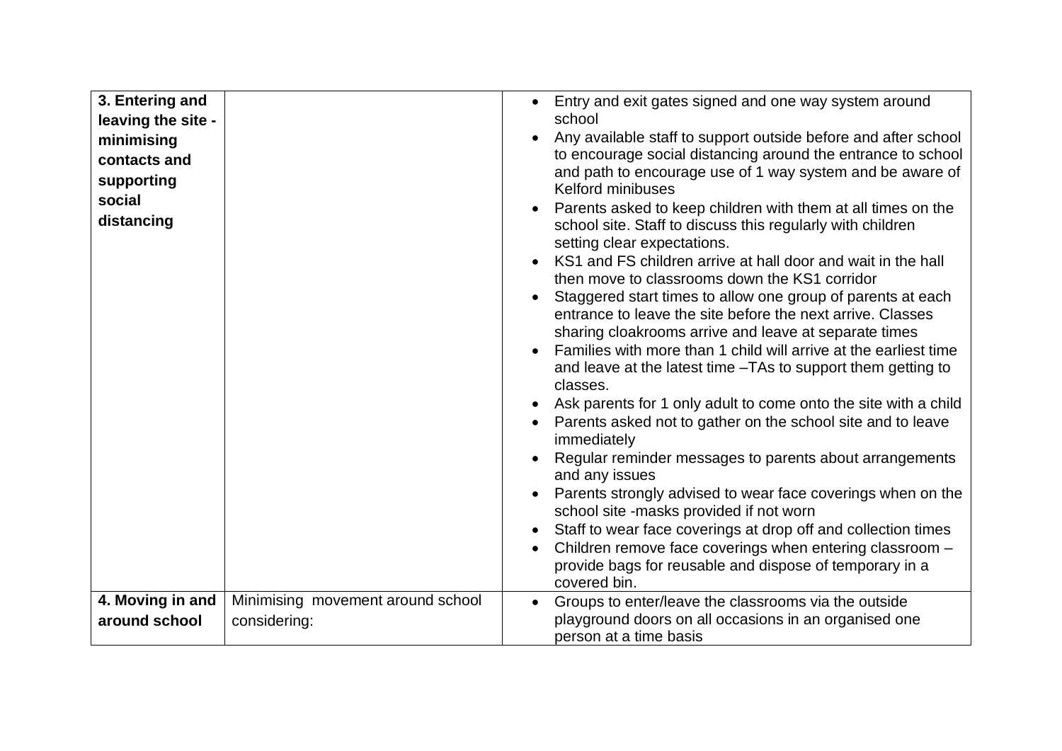| | | |
|---|---|---|
| **3. Entering and leaving the site - minimising contacts and supporting social distancing** | | • Entry and exit gates signed and one way system around school<br>• Any available staff to support outside before and after school to encourage social distancing around the entrance to school and path to encourage use of 1 way system and be aware of Kelford minibuses<br>• Parents asked to keep children with them at all times on the school site. Staff to discuss this regularly with children setting clear expectations.<br>• KS1 and FS children arrive at hall door and wait in the hall then move to classrooms down the KS1 corridor<br>• Staggered start times to allow one group of parents at each entrance to leave the site before the next arrive. Classes sharing cloakrooms arrive and leave at separate times<br>• Families with more than 1 child will arrive at the earliest time and leave at the latest time –TAs to support them getting to classes.<br>• Ask parents for 1 only adult to come onto the site with a child<br>• Parents asked not to gather on the school site and to leave immediately<br>• Regular reminder messages to parents about arrangements and any issues<br>• Parents strongly advised to wear face coverings when on the school site -masks provided if not worn<br>• Staff to wear face coverings at drop off and collection times<br>• Children remove face coverings when entering classroom – provide bags for reusable and dispose of temporary in a covered bin. |
| **4. Moving in and around school** | Minimising movement around school considering: | • Groups to enter/leave the classrooms via the outside playground doors on all occasions in an organised one person at a time basis |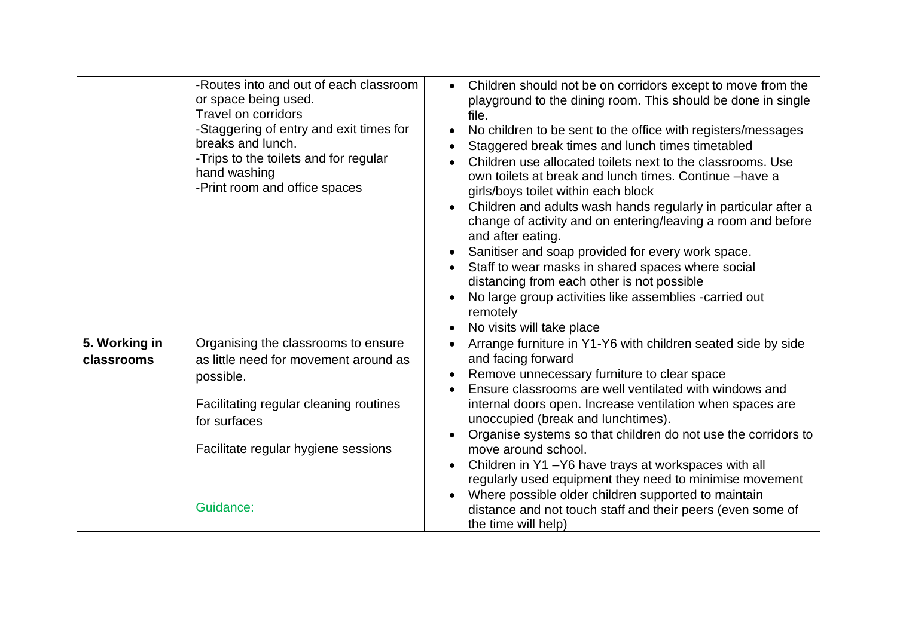| | | |
|---|---|---|
| | -Routes into and out of each classroom or space being used.<br>Travel on corridors<br>-Staggering of entry and exit times for breaks and lunch.<br>-Trips to the toilets and for regular hand washing<br>-Print room and office spaces | • Children should not be on corridors except to move from the playground to the dining room. This should be done in single file.<br>• No children to be sent to the office with registers/messages<br>• Staggered break times and lunch times timetabled<br>• Children use allocated toilets next to the classrooms. Use own toilets at break and lunch times. Continue –have a girls/boys toilet within each block<br>• Children and adults wash hands regularly in particular after a change of activity and on entering/leaving a room and before and after eating.<br>• Sanitiser and soap provided for every work space.<br>• Staff to wear masks in shared spaces where social distancing from each other is not possible<br>• No large group activities like assemblies -carried out remotely<br>• No visits will take place |
| **5. Working in classrooms** | Organising the classrooms to ensure as little need for movement around as possible.<br><br>Facilitating regular cleaning routines for surfaces<br><br>Facilitate regular hygiene sessions<br><br>Guidance: | • Arrange furniture in Y1-Y6 with children seated side by side and facing forward<br>• Remove unnecessary furniture to clear space<br>• Ensure classrooms are well ventilated with windows and internal doors open. Increase ventilation when spaces are unoccupied (break and lunchtimes).<br>• Organise systems so that children do not use the corridors to move around school.<br>• Children in Y1 –Y6 have trays at workspaces with all regularly used equipment they need to minimise movement<br>• Where possible older children supported to maintain distance and not touch staff and their peers (even some of the time will help) |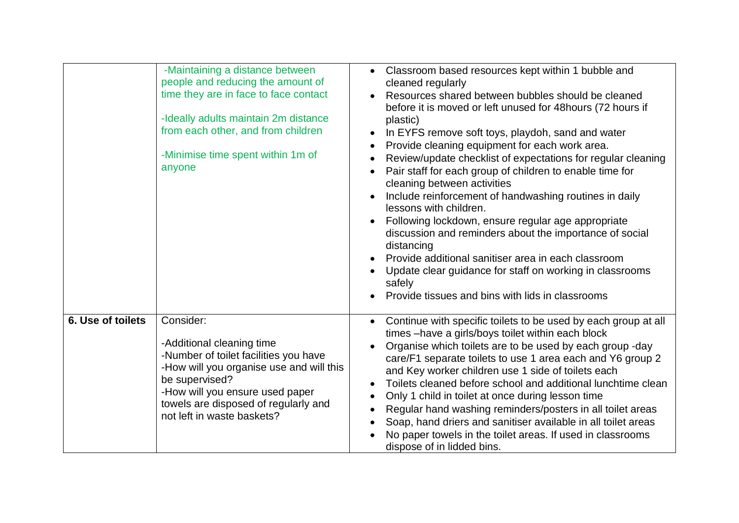| | | |
|---|---|---|
| | -Maintaining a distance between people and reducing the amount of time they are in face to face contact<br><br>-Ideally adults maintain 2m distance from each other, and from children<br><br>-Minimise time spent within 1m of anyone | • Classroom based resources kept within 1 bubble and cleaned regularly<br>• Resources shared between bubbles should be cleaned before it is moved or left unused for 48hours (72 hours if plastic)<br>• In EYFS remove soft toys, playdoh, sand and water<br>• Provide cleaning equipment for each work area.<br>• Review/update checklist of expectations for regular cleaning<br>• Pair staff for each group of children to enable time for cleaning between activities<br>• Include reinforcement of handwashing routines in daily lessons with children.<br>• Following lockdown, ensure regular age appropriate discussion and reminders about the importance of social distancing<br>• Provide additional sanitiser area in each classroom<br>• Update clear guidance for staff on working in classrooms safely<br>• Provide tissues and bins with lids in classrooms |
| **6. Use of toilets** | Consider:<br><br>-Additional cleaning time<br>-Number of toilet facilities you have<br>-How will you organise use and will this be supervised?<br>-How will you ensure used paper towels are disposed of regularly and not left in waste baskets? | • Continue with specific toilets to be used by each group at all times –have a girls/boys toilet within each block<br>• Organise which toilets are to be used by each group -day care/F1 separate toilets to use 1 area each and Y6 group 2 and Key worker children use 1 side of toilets each<br>• Toilets cleaned before school and additional lunchtime clean<br>• Only 1 child in toilet at once during lesson time<br>• Regular hand washing reminders/posters in all toilet areas<br>• Soap, hand driers and sanitiser available in all toilet areas<br>• No paper towels in the toilet areas. If used in classrooms dispose of in lidded bins. |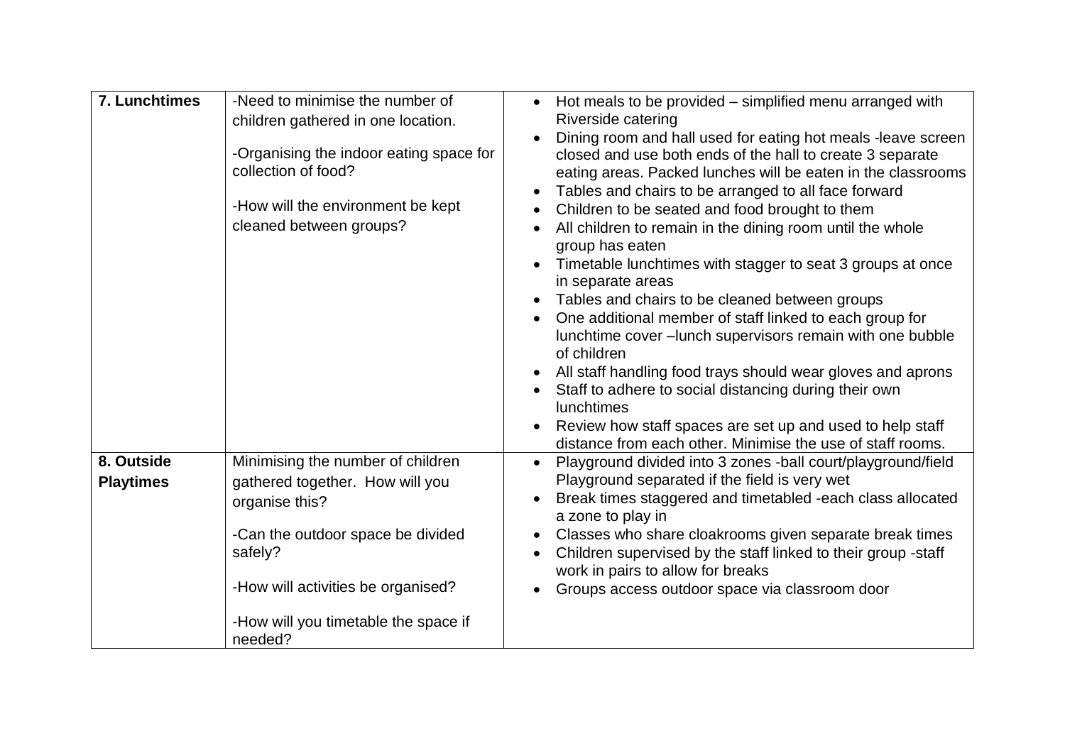| | | |
|---|---|---|
| **7. Lunchtimes** | -Need to minimise the number of children gathered in one location.<br><br>-Organising the indoor eating space for collection of food?<br><br>-How will the environment be kept cleaned between groups? | • Hot meals to be provided – simplified menu arranged with Riverside catering<br>• Dining room and hall used for eating hot meals -leave screen closed and use both ends of the hall to create 3 separate eating areas. Packed lunches will be eaten in the classrooms<br>• Tables and chairs to be arranged to all face forward<br>• Children to be seated and food brought to them<br>• All children to remain in the dining room until the whole group has eaten<br>• Timetable lunchtimes with stagger to seat 3 groups at once in separate areas<br>• Tables and chairs to be cleaned between groups<br>• One additional member of staff linked to each group for lunchtime cover –lunch supervisors remain with one bubble of children<br>• All staff handling food trays should wear gloves and aprons<br>• Staff to adhere to social distancing during their own lunchtimes<br>• Review how staff spaces are set up and used to help staff distance from each other. Minimise the use of staff rooms. |
| **8. Outside Playtimes** | Minimising the number of children gathered together. How will you organise this?<br><br>-Can the outdoor space be divided safely?<br><br>-How will activities be organised?<br><br>-How will you timetable the space if needed? | • Playground divided into 3 zones -ball court/playground/field Playground separated if the field is very wet<br>• Break times staggered and timetabled -each class allocated a zone to play in<br>• Classes who share cloakrooms given separate break times<br>• Children supervised by the staff linked to their group -staff work in pairs to allow for breaks<br>• Groups access outdoor space via classroom door |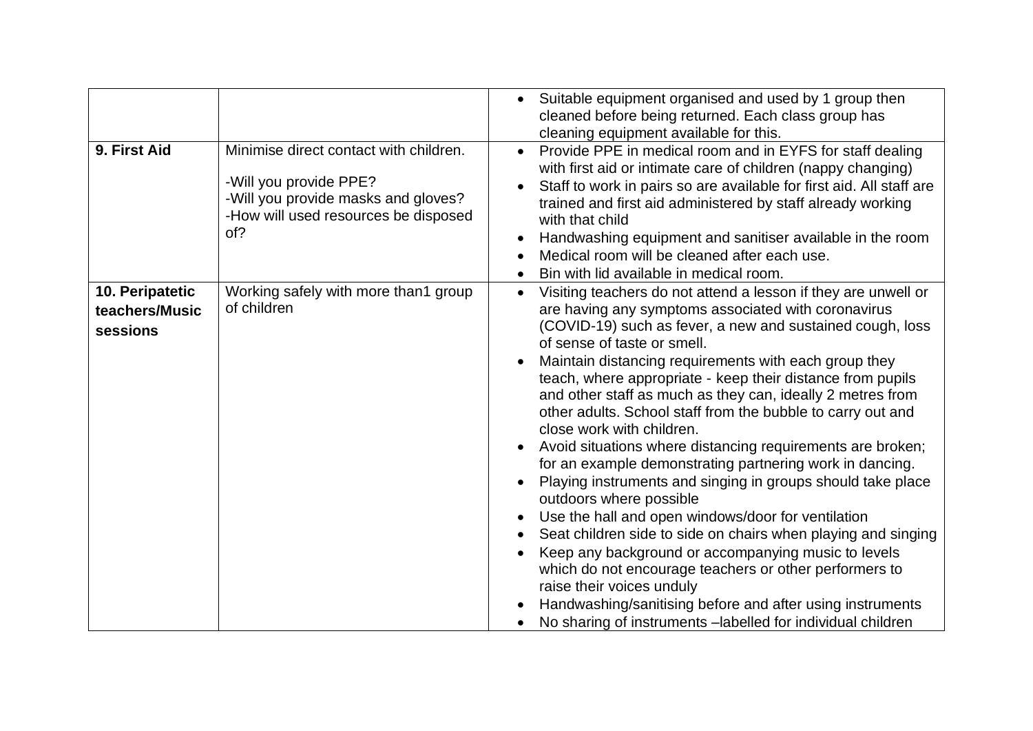| | | |
|---|---|---|
| | | • Suitable equipment organised and used by 1 group then cleaned before being returned. Each class group has cleaning equipment available for this. |
| **9. First Aid** | Minimise direct contact with children.<br><br>-Will you provide PPE?<br>-Will you provide masks and gloves?<br>-How will used resources be disposed of? | • Provide PPE in medical room and in EYFS for staff dealing with first aid or intimate care of children (nappy changing)<br>• Staff to work in pairs so are available for first aid. All staff are trained and first aid administered by staff already working with that child<br>• Handwashing equipment and sanitiser available in the room<br>• Medical room will be cleaned after each use.<br>• Bin with lid available in medical room. |
| **10. Peripatetic teachers/Music sessions** | Working safely with more than1 group of children | • Visiting teachers do not attend a lesson if they are unwell or are having any symptoms associated with coronavirus (COVID-19) such as fever, a new and sustained cough, loss of sense of taste or smell.<br>• Maintain distancing requirements with each group they teach, where appropriate - keep their distance from pupils and other staff as much as they can, ideally 2 metres from other adults. School staff from the bubble to carry out and close work with children.<br>• Avoid situations where distancing requirements are broken; for an example demonstrating partnering work in dancing.<br>• Playing instruments and singing in groups should take place outdoors where possible<br>• Use the hall and open windows/door for ventilation<br>• Seat children side to side on chairs when playing and singing<br>• Keep any background or accompanying music to levels which do not encourage teachers or other performers to raise their voices unduly<br>• Handwashing/sanitising before and after using instruments<br>• No sharing of instruments –labelled for individual children |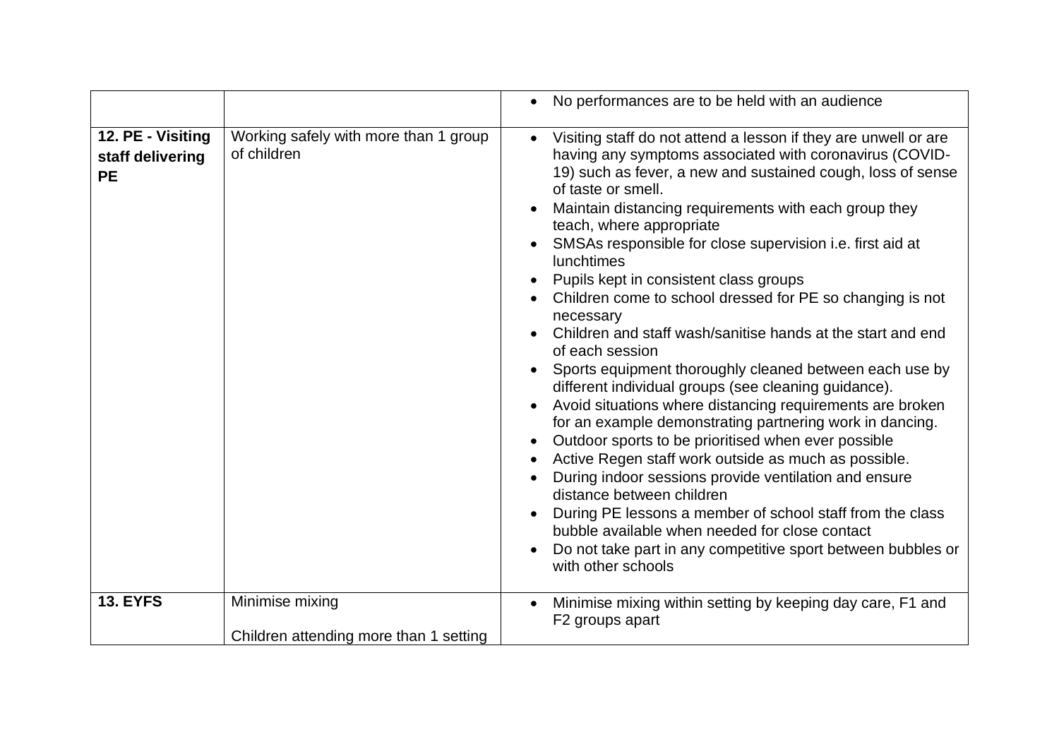| | | |
|---|---|---|
| | | • No performances are to be held with an audience |
| **12. PE - Visiting staff delivering PE** | Working safely with more than 1 group of children | • Visiting staff do not attend a lesson if they are unwell or are having any symptoms associated with coronavirus (COVID-19) such as fever, a new and sustained cough, loss of sense of taste or smell.<br>• Maintain distancing requirements with each group they teach, where appropriate<br>• SMSAs responsible for close supervision i.e. first aid at lunchtimes<br>• Pupils kept in consistent class groups<br>• Children come to school dressed for PE so changing is not necessary<br>• Children and staff wash/sanitise hands at the start and end of each session<br>• Sports equipment thoroughly cleaned between each use by different individual groups (see cleaning guidance).<br>• Avoid situations where distancing requirements are broken for an example demonstrating partnering work in dancing.<br>• Outdoor sports to be prioritised when ever possible<br>• Active Regen staff work outside as much as possible.<br>• During indoor sessions provide ventilation and ensure distance between children<br>• During PE lessons a member of school staff from the class bubble available when needed for close contact<br>• Do not take part in any competitive sport between bubbles or with other schools |
| **13. EYFS** | Minimise mixing<br><br>Children attending more than 1 setting | • Minimise mixing within setting by keeping day care, F1 and F2 groups apart |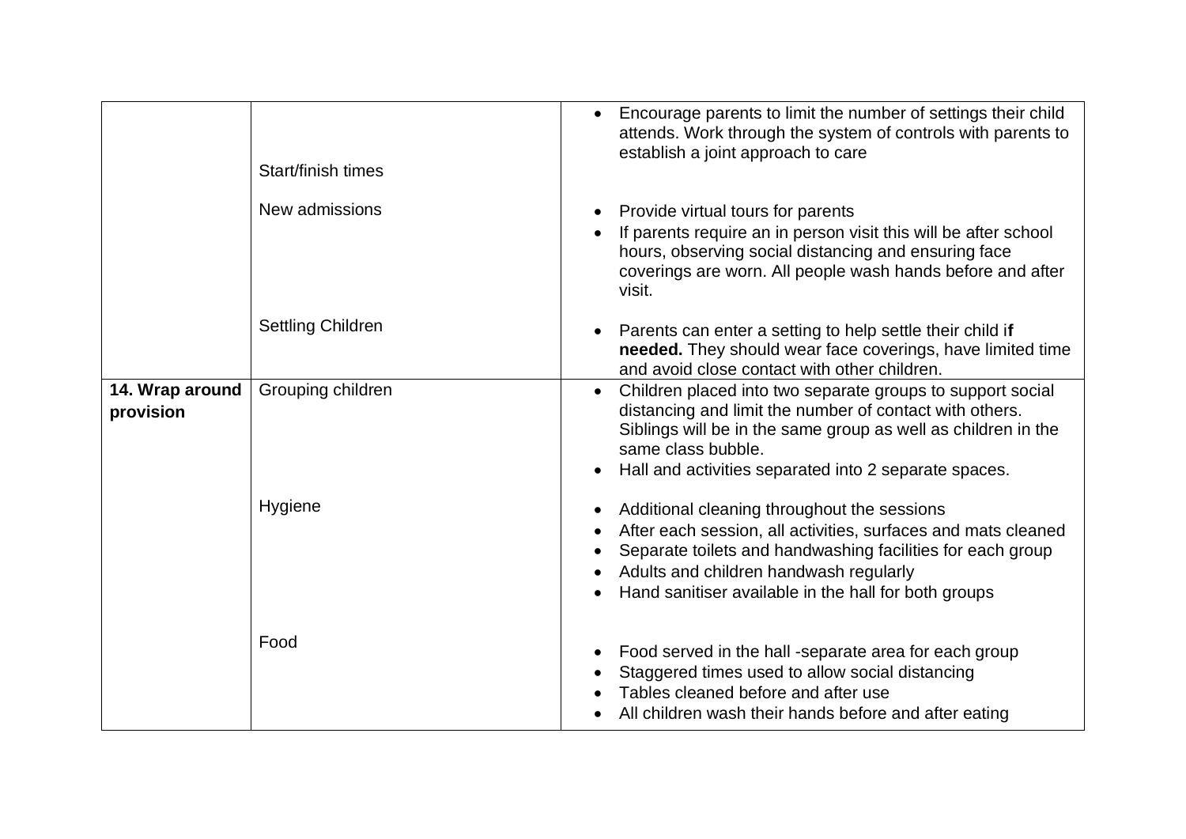| | | |
|---|---|---|
| | Start/finish times<br><br>New admissions<br><br><br><br><br>Settling Children | • Encourage parents to limit the number of settings their child attends. Work through the system of controls with parents to establish a joint approach to care<br><br>• Provide virtual tours for parents<br>• If parents require an in person visit this will be after school hours, observing social distancing and ensuring face coverings are worn. All people wash hands before and after visit.<br><br>• Parents can enter a setting to help settle their child i**f needed.** They should wear face coverings, have limited time and avoid close contact with other children. |
| **14. Wrap around provision** | Grouping children<br><br><br><br><br>Hygiene<br><br><br><br><br><br>Food | • Children placed into two separate groups to support social distancing and limit the number of contact with others. Siblings will be in the same group as well as children in the same class bubble.<br>• Hall and activities separated into 2 separate spaces.<br><br>• Additional cleaning throughout the sessions<br>• After each session, all activities, surfaces and mats cleaned<br>• Separate toilets and handwashing facilities for each group<br>• Adults and children handwash regularly<br>• Hand sanitiser available in the hall for both groups<br><br>• Food served in the hall -separate area for each group<br>• Staggered times used to allow social distancing<br>• Tables cleaned before and after use<br>• All children wash their hands before and after eating |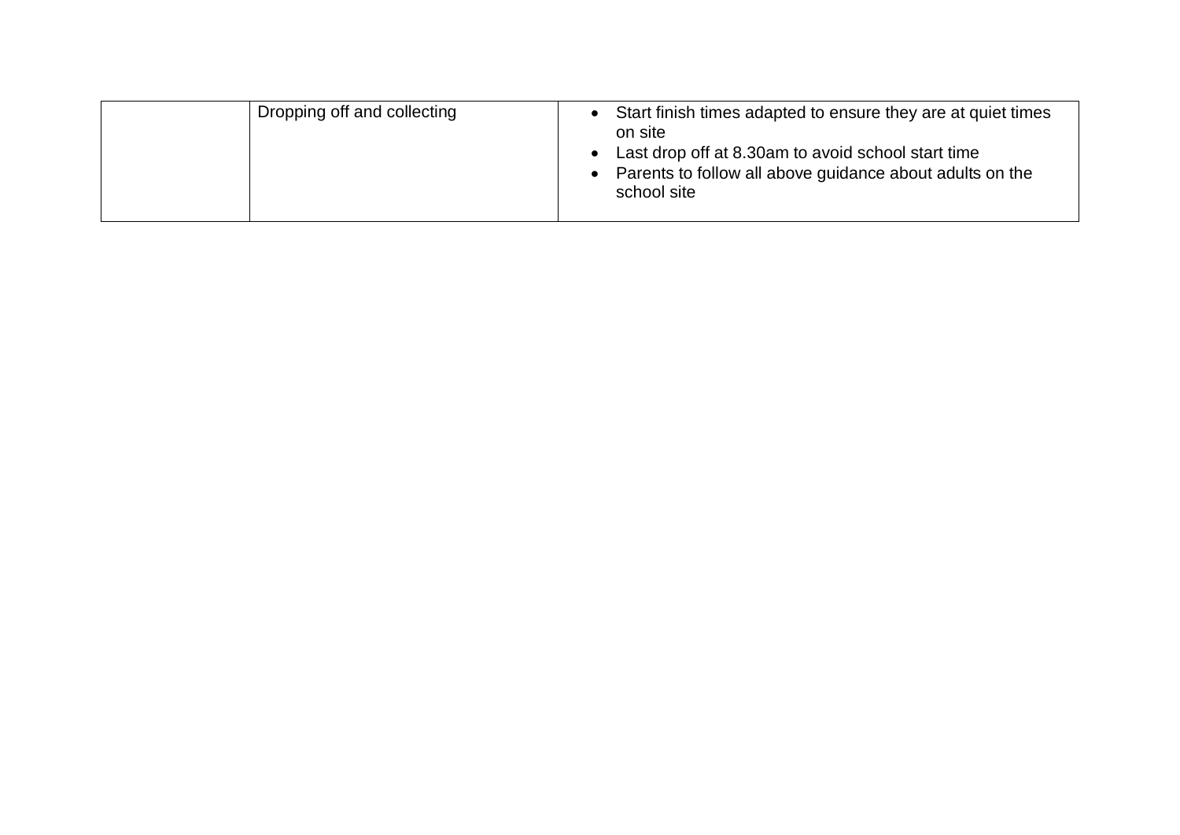| | | |
|---|---|---|
| | Dropping off and collecting | • Start finish times adapted to ensure they are at quiet times on site<br>• Last drop off at 8.30am to avoid school start time<br>• Parents to follow all above guidance about adults on the school site |